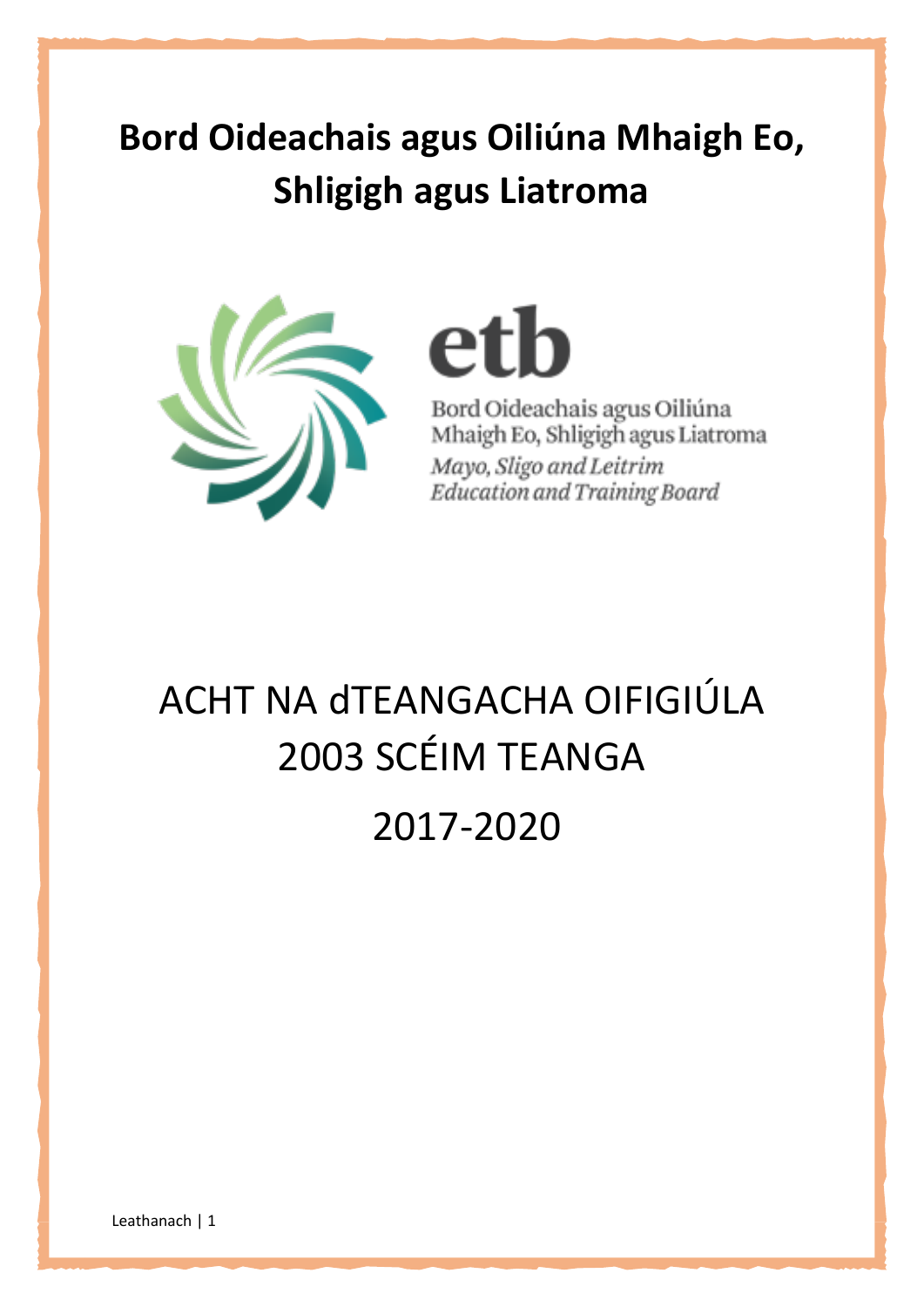# Bord Oideachais agus Oiliúna Mhaigh Eo, Shligigh agus Liatroma

etb

Bord Oideachais agus Oiliúna Mhaigh Eo, Shligigh agus Liatroma

*Mayo, Sligo and Leitrim Education and Training Board*

## ACHT NA dTEANGACHA OIFIGIÚLA 2003 SCÉIM TEANGA

## 2017-2020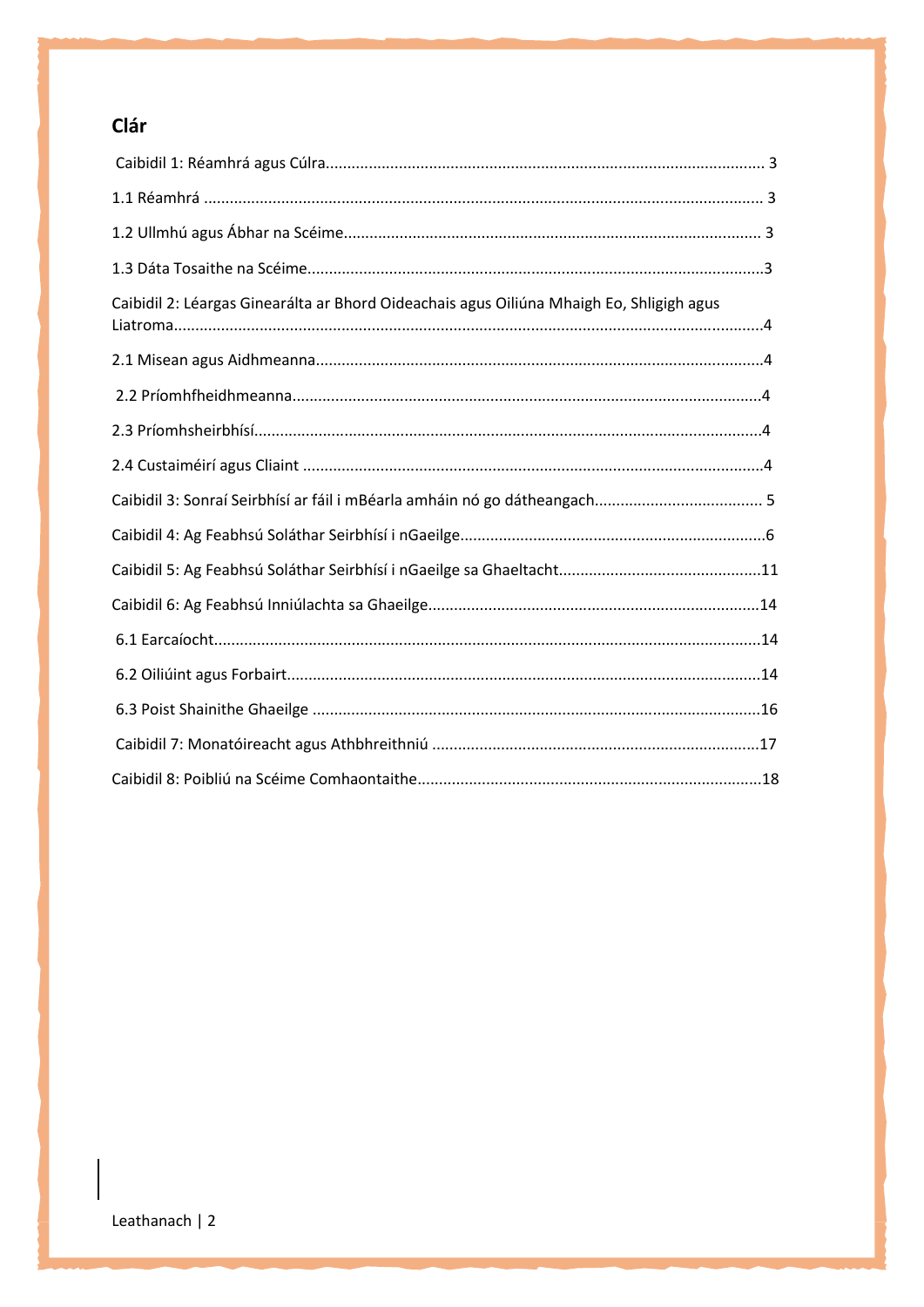## Clár

Caibidil 1: Réamhrá agus Cúlra .......................................................... 3

1.1 Réamhrá .......................................................... 3

1.2 Ullmhú agus Ábhar na Scéime .......................................................... 3

1.3 Dáta Tosaithe na Scéime .......................................................... 3

Caibidil 2: Léargas Ginearálta ar Bhord Oideachais agus Oiliúna Mhaigh Eo, Shligigh agus Liatroma .......................................................... 4

2.1 Misean agus Aidhmeanna .......................................................... 4

2.2 Príomhfheidhmeanna .......................................................... 4

2.3 Príomhsheirbhísí .......................................................... 4

2.4 Custaiméirí agus Cliaint .......................................................... 4

Caibidil 3: Sonraí Seirbhísí ar fáil i mBéarla amháin nó go dátheangach .......................................................... 5

Caibidil 4: Ag Feabhsú Soláthar Seirbhísí i nGaeilge .......................................................... 6

Caibidil 5: Ag Feabhsú Soláthar Seirbhísí i nGaeilge sa Ghaeltacht .......................................................... 11

Caibidil 6: Ag Feabhsú Inniúlachta sa Ghaeilge .......................................................... 14

6.1 Earcaíocht .......................................................... 14

6.2 Oiliúint agus Forbairt .......................................................... 14

6.3 Poist Shainithe Ghaeilge .......................................................... 16

Caibidil 7: Monatóireacht agus Athbhreithniú .......................................................... 17

Caibidil 8: Poibliú na Scéime Comhaontaithe .......................................................... 18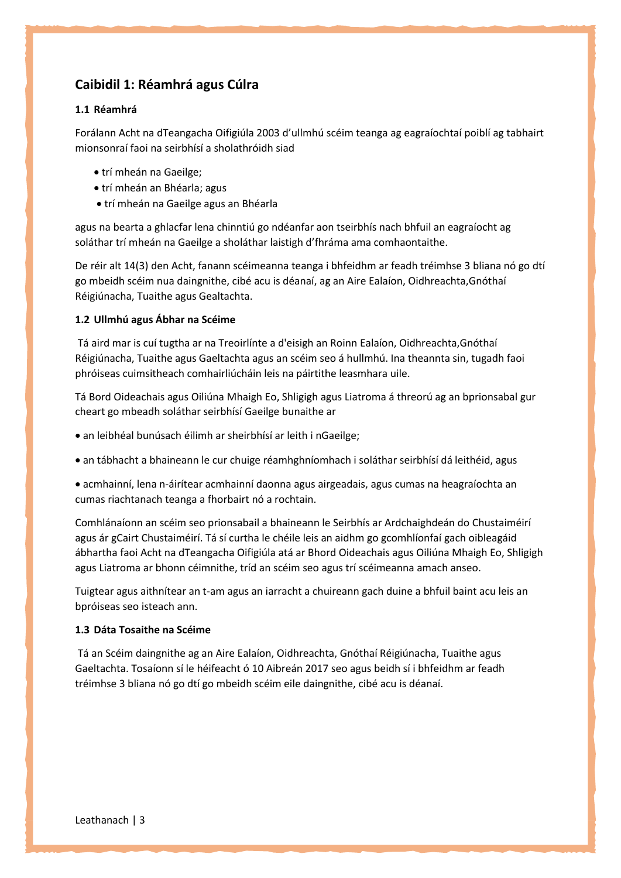## Caibidil 1: Réamhrá agus Cúlra

### 1.1 Réamhrá

Forálann Acht na dTeangacha Oifigiúla 2003 d'ullmhú scéim teanga ag eagraíochtaí poiblí ag tabhairt mionsonraí faoi na seirbhísí a sholathróidh siad

- trí mheán na Gaeilge;
- trí mheán an Bhéarla; agus
- trí mheán na Gaeilge agus an Bhéarla

agus na bearta a ghlacfar lena chinntiú go ndéanfar aon tseirbhís nach bhfuil an eagraíocht ag soláthar trí mheán na Gaeilge a sholáthar laistigh d'fhráma ama comhaontaithe.

De réir alt 14(3) den Acht, fanann scéimeanna teanga i bhfeidhm ar feadh tréimhse 3 bliana nó go dtí go mbeidh scéim nua daingnithe, cibé acu is déanaí, ag an Aire Ealaíon, Oidhreachta,Gnóthaí Réigiúnacha, Tuaithe agus Gealtachta.

### 1.2 Ullmhú agus Ábhar na Scéime

Tá aird mar is cuí tugtha ar na Treoirlínte a d'eisigh an Roinn Ealaíon, Oidhreachta,Gnóthaí Réigiúnacha, Tuaithe agus Gaeltachta agus an scéim seo á hullmhú. Ina theannta sin, tugadh faoi phróiseas cuimsitheach comhairliúcháin leis na páirtithe leasmhara uile.

Tá Bord Oideachais agus Oiliúna Mhaigh Eo, Shligigh agus Liatroma á threorú ag an bprionsabal gur cheart go mbeadh soláthar seirbhísí Gaeilge bunaithe ar

- an leibhéal bunúsach éilimh ar sheirbhísí ar leith i nGaeilge;
- an tábhacht a bhaineann le cur chuige réamhghníomhach i soláthar seirbhísí dá leithéid, agus
- acmhainní, lena n-áirítear acmhainní daonna agus airgeadais, agus cumas na heagraíochta an cumas riachtanach teanga a fhorbairt nó a rochtain.

Comhlánaíonn an scéim seo prionsabail a bhaineann le Seirbhís ar Ardchaighdeán do Chustaiméirí agus ár gCairt Chustaiméirí. Tá sí curtha le chéile leis an aidhm go gcomhlíonfaí gach oibleagáid ábhartha faoi Acht na dTeangacha Oifigiúla atá ar Bhord Oideachais agus Oiliúna Mhaigh Eo, Shligigh agus Liatroma ar bhonn céimnithe, tríd an scéim seo agus trí scéimeanna amach anseo.

Tuigtear agus aithnítear an t-am agus an iarracht a chuireann gach duine a bhfuil baint acu leis an bpróiseas seo isteach ann.

### 1.3 Dáta Tosaithe na Scéime

Tá an Scéim daingnithe ag an Aire Ealaíon, Oidhreachta, Gnóthaí Réigiúnacha, Tuaithe agus Gaeltachta. Tosaíonn sí le héifeacht ó 10 Aibreán 2017 seo agus beidh sí i bhfeidhm ar feadh tréimhse 3 bliana nó go dtí go mbeidh scéim eile daingnithe, cibé acu is déanaí.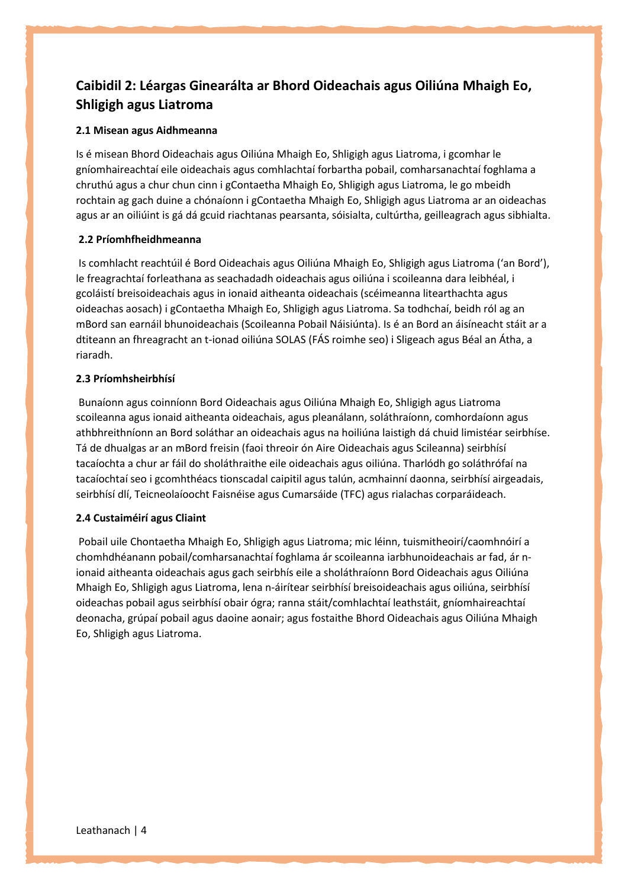## Caibidil 2: Léargas Ginearálta ar Bhord Oideachais agus Oiliúna Mhaigh Eo, Shligigh agus Liatroma

### 2.1 Misean agus Aidhmeanna

Is é misean Bhord Oideachais agus Oiliúna Mhaigh Eo, Shligigh agus Liatroma, i gcomhar le gníomhaireachtaí eile oideachais agus comhlachtaí forbartha pobail, comharsanachtaí foghlama a chruthú agus a chur chun cinn i gContaetha Mhaigh Eo, Shligigh agus Liatroma, le go mbeidh rochtain ag gach duine a chónaíonn i gContaetha Mhaigh Eo, Shligigh agus Liatroma ar an oideachas agus ar an oiliúint is gá dá gcuid riachtanas pearsanta, sóisialta, cultúrtha, geilleagrach agus sibhialta.

### 2.2 Príomhfheidhmeanna

Is comhlacht reachtúil é Bord Oideachais agus Oiliúna Mhaigh Eo, Shligigh agus Liatroma ('an Bord'), le freagrachtaí forleathana as seachadadh oideachais agus oiliúna i scoileanna dara leibhéal, i gcoláistí breisoideachais agus in ionaid aitheanta oideachais (scéimeanna litearthachta agus oideachas aosach) i gContaetha Mhaigh Eo, Shligigh agus Liatroma. Sa todhchaí, beidh ról ag an mBord san earnáil bhunoideachais (Scoileanna Pobail Náisiúnta). Is é an Bord an áisíneacht stáit ar a dtiteann an fhreagracht an t-ionad oiliúna SOLAS (FÁS roimhe seo) i Sligeach agus Béal an Átha, a riaradh.

### 2.3 Príomhsheirbhísí

Bunaíonn agus coinníonn Bord Oideachais agus Oiliúna Mhaigh Eo, Shligigh agus Liatroma scoileanna agus ionaid aitheanta oideachais, agus pleanálann, soláthraíonn, comhordaíonn agus athbhreithníonn an Bord soláthar an oideachais agus na hoiliúna laistigh dá chuid limistéar seirbhíse. Tá de dhualgas ar an mBord freisin (faoi threoir ón Aire Oideachais agus Scileanna) seirbhísí tacaíochta a chur ar fáil do sholáthraithe eile oideachais agus oiliúna. Tharlódh go soláthrófaí na tacaíochtaí seo i gcomhthéacs tionscadal caipitil agus talún, acmhainní daonna, seirbhísí airgeadais, seirbhísí dlí, Teicneolaíoocht Faisnéise agus Cumarsáide (TFC) agus rialachas corparáideach.

### 2.4 Custaiméirí agus Cliaint

Pobail uile Chontaetha Mhaigh Eo, Shligigh agus Liatroma; mic léinn, tuismitheoirí/caomhnóirí a chomhdhéanann pobail/comharsanachtaí foghlama ár scoileanna iarbhunoideachais ar fad, ár n-ionaid aitheanta oideachais agus gach seirbhís eile a sholáthraíonn Bord Oideachais agus Oiliúna Mhaigh Eo, Shligigh agus Liatroma, lena n-áirítear seirbhísí breisoideachais agus oiliúna, seirbhísí oideachas pobail agus seirbhísí obair ógra; ranna stáit/comhlachtaí leathstáit, gníomhaireachtaí deonacha, grúpaí pobail agus daoine aonair; agus fostaithe Bhord Oideachais agus Oiliúna Mhaigh Eo, Shligigh agus Liatroma.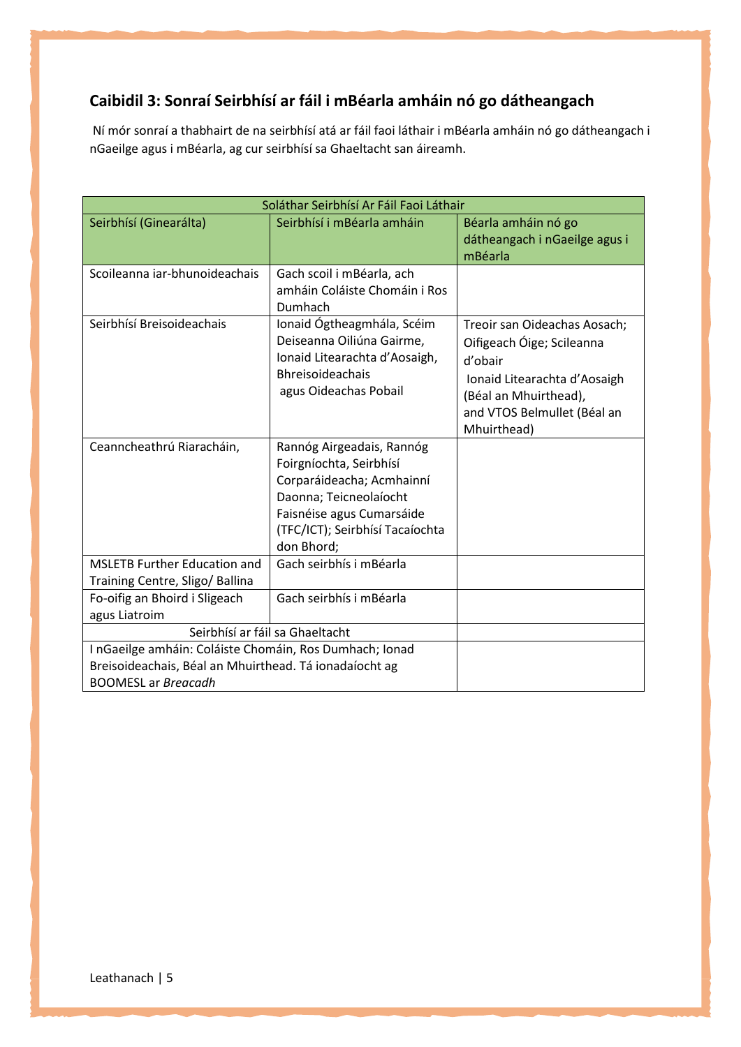## Caibidil 3: Sonraí Seirbhísí ar fáil i mBéarla amháin nó go dátheangach

Ní mór sonraí a thabhairt de na seirbhísí atá ar fáil faoi láthair i mBéarla amháin nó go dátheangach i nGaeilge agus i mBéarla, ag cur seirbhísí sa Ghaeltacht san áireamh.

| Soláthar Seirbhísí Ar Fáil Faoi Láthair | | |
|---|---|---|
| Seirbhísí (Ginearálta) | Seirbhísí i mBéarla amháin | Béarla amháin nó go dátheangach i nGaeilge agus i mBéarla |
| Scoileanna iar-bhunoideachais | Gach scoil i mBéarla, ach amháin Coláiste Chomáin i Ros Dumhach | |
| Seirbhísí Breisoideachais | Ionaid Ógtheagmhála, Scéim Deiseanna Oiliúna Gairme, Ionaid Litearachta d'Aosaigh, Bhreisoideachais agus Oideachas Pobail | Treoir san Oideachas Aosach; Oifigeach Óige; Scileanna d'obair Ionaid Litearachta d'Aosaigh (Béal an Mhuirthead), and VTOS Belmullet (Béal an Mhuirthead) |
| Ceanncheathrú Riaracháin, | Rannóg Airgeadais, Rannóg Foirgníochta, Seirbhísí Corparáideacha; Acmhainní Daonna; Teicneolaíocht Faisnéise agus Cumarsáide (TFC/ICT); Seirbhísí Tacaíochta don Bhord; | |
| MSLETB Further Education and Training Centre, Sligo/ Ballina | Gach seirbhís i mBéarla | |
| Fo-oifig an Bhoird i Sligeach agus Liatroim | Gach seirbhís i mBéarla | |
| Seirbhísí ar fáil sa Ghaeltacht | | |
| I nGaeilge amháin: Coláiste Chomáin, Ros Dumhach; Ionad Breisoideachais, Béal an Mhuirthead. Tá ionadaíocht ag BOOMESL ar *Breacadh* | | |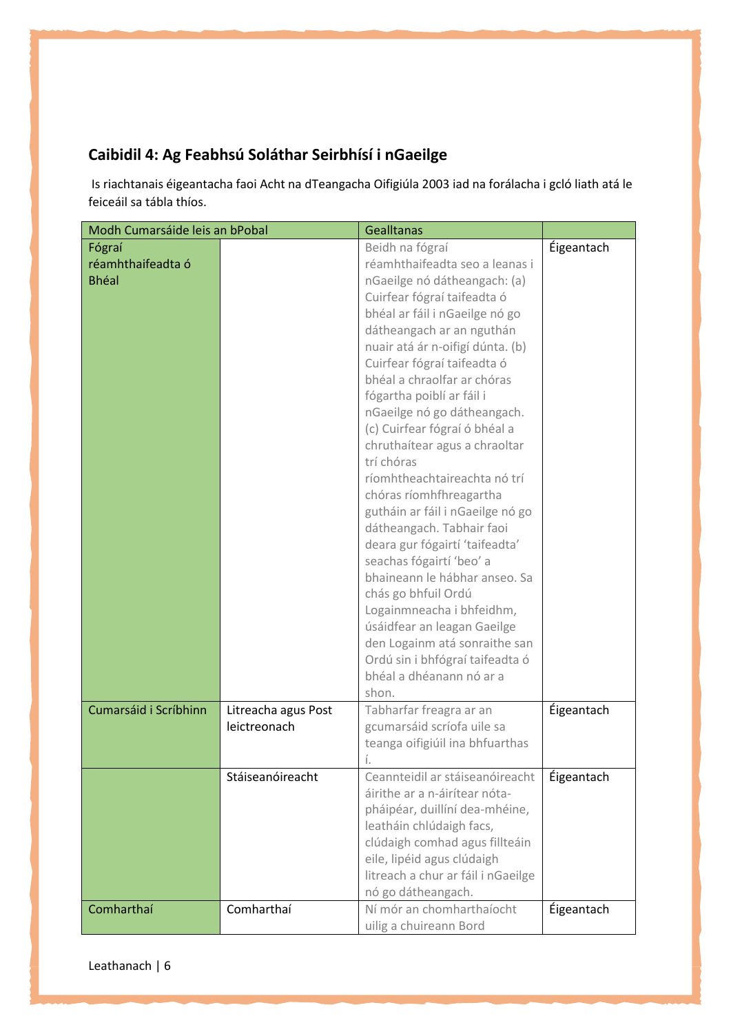## Caibidil 4: Ag Feabhsú Soláthar Seirbhísí i nGaeilge

Is riachtanais éigeantacha faoi Acht na dTeangacha Oifigiúla 2003 iad na forálacha i gcló liath atá le feiceáil sa tábla thíos.

| Modh Cumarsáide leis an bPobal | | Gealltanas | |
|---|---|---|---|
| Fógraí réamhthaifeadta ó Bhéal | | Beidh na fógraí réamhthaifeadta seo a leanas i nGaeilge nó dátheangach: (a) Cuirfear fógraí taifeadta ó bhéal ar fáil i nGaeilge nó go dátheangach ar an nguthán nuair atá ár n-oifigí dúnta. (b) Cuirfear fógraí taifeadta ó bhéal a chraolfar ar chóras fógartha poiblí ar fáil i nGaeilge nó go dátheangach. (c) Cuirfear fógraí ó bhéal a chruthaítear agus a chraoltar trí chóras ríomhtheachtaireachta nó trí chóras ríomhfhreagartha gutháin ar fáil i nGaeilge nó go dátheangach. Tabhair faoi deara gur fógairtí 'taifeadta' seachas fógairtí 'beo' a bhaineann le hábhar anseo. Sa chás go bhfuil Ordú Logainmneacha i bhfeidhm, úsáidfear an leagan Gaeilge den Logainm atá sonraithe san Ordú sin i bhfógraí taifeadta ó bhéal a dhéanann nó ar a shon. | Éigeantach |
| Cumarsáid i Scríbhinn | Litreacha agus Post leictreonach | Tabharfar freagra ar an gcumarsáid scríofa uile sa teanga oifigiúil ina bhfuarthas í. | Éigeantach |
| | Stáiseanóireacht | Ceannteidil ar stáiseanóireacht áirithe ar a n-áirítear nóta-pháipéar, duillíní dea-mhéine, leatháin chlúdaigh facs, clúdaigh comhad agus fillteáin eile, lipéid agus clúdaigh litreach a chur ar fáil i nGaeilge nó go dátheangach. | Éigeantach |
| Comharthaí | Comharthaí | Ní mór an chomharthaíocht uilig a chuireann Bord | Éigeantach |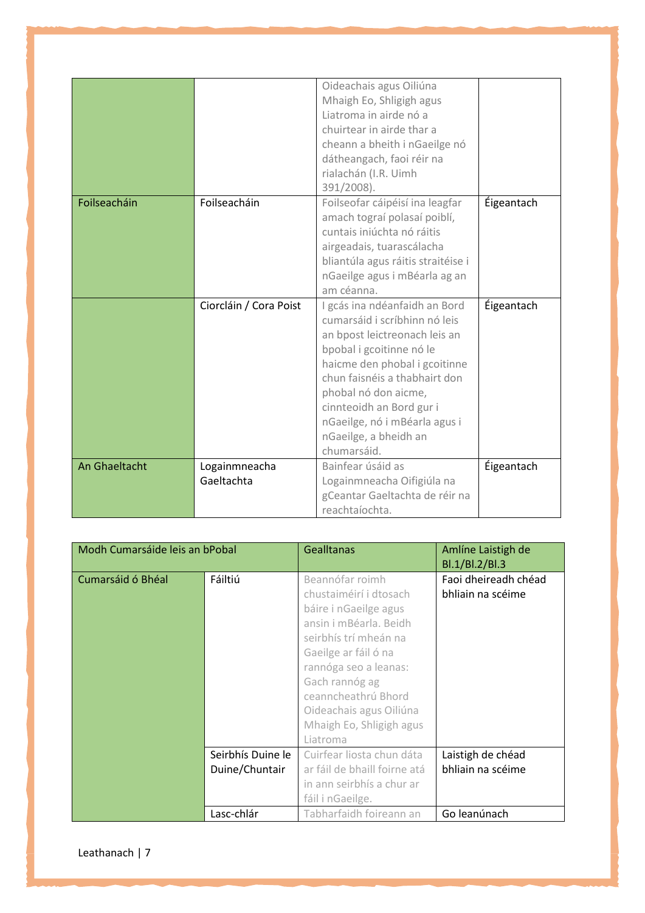| | | | |
|---|---|---|---|
| | | Oideachais agus Oiliúna Mhaigh Eo, Shligigh agus Liatroma in airde nó a chuirtear in airde thar a cheann a bheith i nGaeilge nó dátheangach, faoi réir na rialachán (I.R. Uimh 391/2008). | |
| Foilseacháin | Foilseacháin | Foilseofar cáipéisí ina leagfar amach tograí polasaí poiblí, cuntais iniúchta nó ráitis airgeadais, tuarascálacha bliantúla agus ráitis straitéise i nGaeilge agus i mBéarla ag an am céanna. | Éigeantach |
| | Ciorcláin / Cora Poist | I gcás ina ndéanfaidh an Bord cumarsáid i scríbhinn nó leis an bpost leictreonach leis an bpobal i gcoitinne nó le haicme den phobal i gcoitinne chun faisnéis a thabhairt don phobal nó don aicme, cinnteoidh an Bord gur i nGaeilge, nó i mBéarla agus i nGaeilge, a bheidh an chumarsáid. | Éigeantach |
| An Ghaeltacht | Logainmneacha Gaeltachta | Bainfear úsáid as Logainmneacha Oifigiúla na gCeantar Gaeltachta de réir na reachtaíochta. | Éigeantach |

| Modh Cumarsáide leis an bPobal | | Gealltanas | Amlíne Laistigh de Bl.1/Bl.2/Bl.3 |
|---|---|---|---|
| Cumarsáid ó Bhéal | Fáiltiú | Beannófar roimh chustaiméirí i dtosach báire i nGaeilge agus ansin i mBéarla. Beidh seirbhís trí mheán na Gaeilge ar fáil ó na rannóga seo a leanas: Gach rannóg ag ceanncheathrú Bhord Oideachais agus Oiliúna Mhaigh Eo, Shligigh agus Liatroma | Faoi dheireadh chéad bhliain na scéime |
| | Seirbhís Duine le Duine/Chuntair | Cuirfear liosta chun dáta ar fáil de bhaill foirne atá in ann seirbhís a chur ar fáil i nGaeilge. | Laistigh de chéad bhliain na scéime |
| | Lasc-chlár | Tabharfaidh foireann an | Go leanúnach |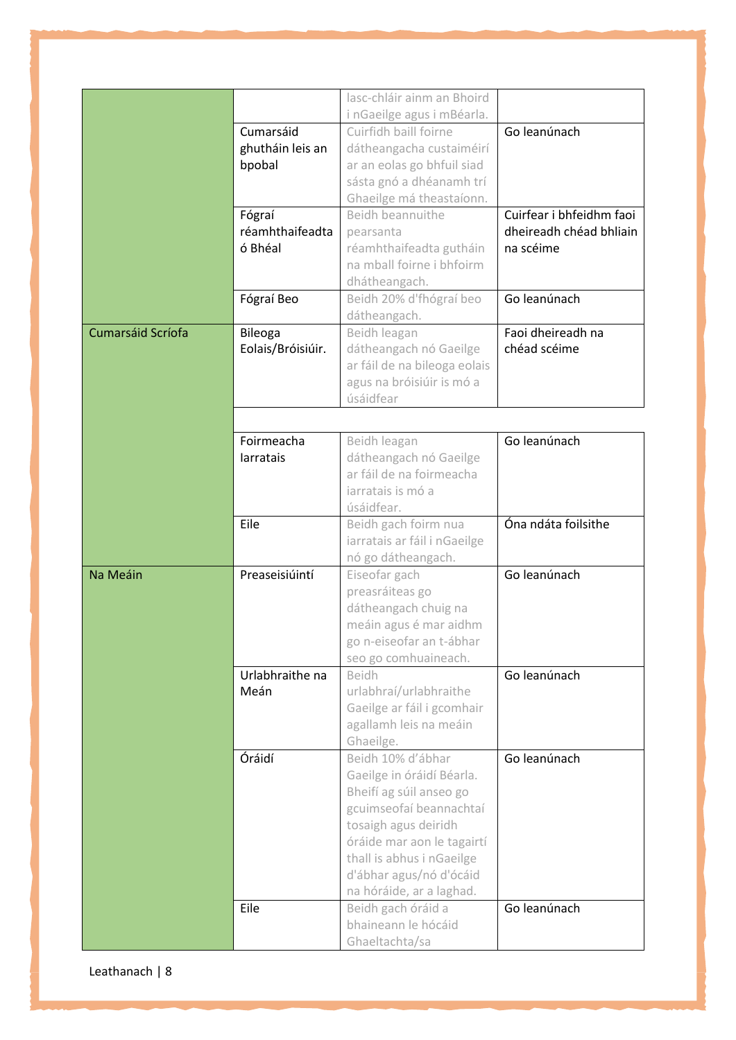| | | | |
|---|---|---|---|
| | | lasc-chláir ainm an Bhoird i nGaeilge agus i mBéarla. | |
| | Cumarsáid ghutháin leis an bpobal | Cuirfidh baill foirne dátheangacha custaiméirí ar an eolas go bhfuil siad sásta gnó a dhéanamh trí Ghaeilge má theastaíonn. | Go leanúnach |
| | Fógraí réamhthaifeadta ó Bhéal | Beidh beannuithe pearsanta réamhthaifeadta gutháin na mball foirne i bhfoirm dhátheangach. | Cuirfear i bhfeidhm faoi dheireadh chéad bhliain na scéime |
| | Fógraí Beo | Beidh 20% d'fhógraí beo dátheangach. | Go leanúnach |
| Cumarsáid Scríofa | Bileoga Eolais/Bróisiúir. | Beidh leagan dátheangach nó Gaeilge ar fáil de na bileoga eolais agus na bróisiúir is mó a úsáidfear | Faoi dheireadh na chéad scéime |
| | Foirmeacha Iarratais | Beidh leagan dátheangach nó Gaeilge ar fáil de na foirmeacha iarratais is mó a úsáidfear. | Go leanúnach |
| | Eile | Beidh gach foirm nua iarratais ar fáil i nGaeilge nó go dátheangach. | Óna ndáta foilsithe |
| Na Meáin | Preaseisiúintí | Eiseofar gach preasráiteas go dátheangach chuig na meáin agus é mar aidhm go n-eiseofar an t-ábhar seo go comhuaineach. | Go leanúnach |
| | Urlabhraithe na Meán | Beidh urlabhraí/urlabhraithe Gaeilge ar fáil i gcomhair agallamh leis na meáin Ghaeilge. | Go leanúnach |
| | Óráidí | Beidh 10% d'ábhar Gaeilge in óráidí Béarla. Bheifí ag súil anseo go gcuimseofaí beannachtaí tosaigh agus deiridh óráide mar aon le tagairtí thall is abhus i nGaeilge d'ábhar agus/nó d'ócáid na hóráide, ar a laghad. | Go leanúnach |
| | Eile | Beidh gach óráid a bhaineann le hócáid Ghaeltachta/sa | Go leanúnach |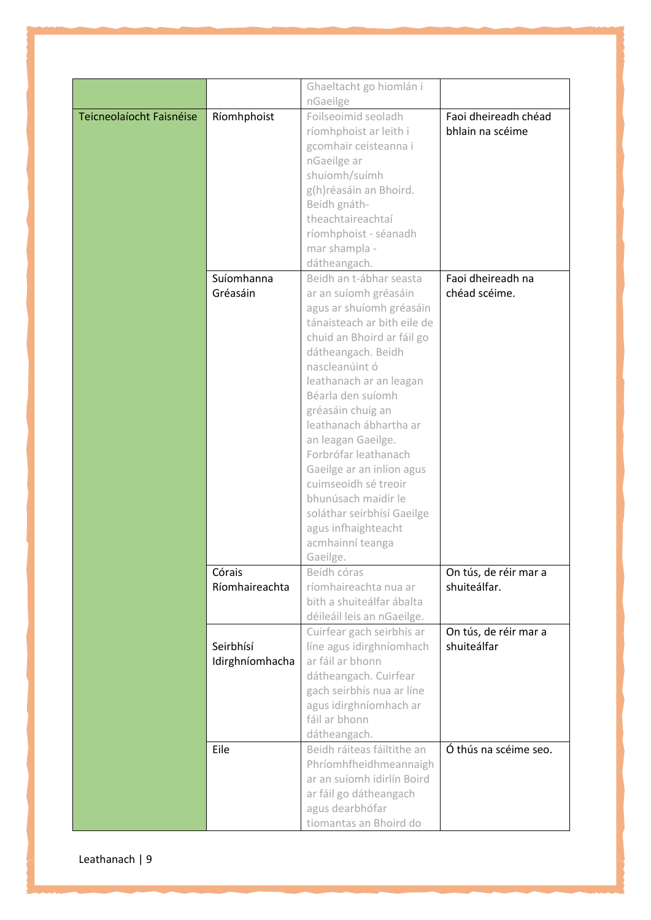| | | | |
|---|---|---|---|
| | | Ghaeltacht go hiomlán i nGaeilge | |
| Teicneolaíocht Faisnéise | Ríomhphoist | Foilseoimid seoladh ríomhphoist ar leith i gcomhair ceisteanna i nGaeilge ar shuíomh/suímh g(h)réasáin an Bhoird. Beidh gnáth-theachtaireachtaí ríomhphoist - séanadh mar shampla - dátheangach. | Faoi dheireadh chéad bhlain na scéime |
| | Suíomhanna Gréasáin | Beidh an t-ábhar seasta ar an suíomh gréasáin agus ar shuíomh gréasáin tánaisteach ar bith eile de chuid an Bhoird ar fáil go dátheangach. Beidh nascleanúint ó leathanach ar an leagan Béarla den suíomh gréasáin chuig an leathanach ábhartha ar an leagan Gaeilge. Forbrófar leathanach Gaeilge ar an inlíon agus cuimseoidh sé treoir bhunúsach maidir le soláthar seirbhísí Gaeilge agus infhaighteacht acmhainní teanga Gaeilge. | Faoi dheireadh na chéad scéime. |
| | Córais Ríomhaireachta | Beidh córas ríomhaireachta nua ar bith a shuiteálfar ábalta déileáil leis an nGaeilge. | On tús, de réir mar a shuiteálfar. |
| | Seirbhísí Idirghníomhacha | Cuirfear gach seirbhís ar líne agus idirghníomhach ar fáil ar bhonn dátheangach. Cuirfear gach seirbhís nua ar líne agus idirghníomhach ar fáil ar bhonn dátheangach. | On tús, de réir mar a shuiteálfar |
| | Eile | Beidh ráiteas fáiltithe an Phríomhfheidhmeannaigh ar an suíomh idirlín Boird ar fáil go dátheangach agus dearbhófar tiomantas an Bhoird do | Ó thús na scéime seo. |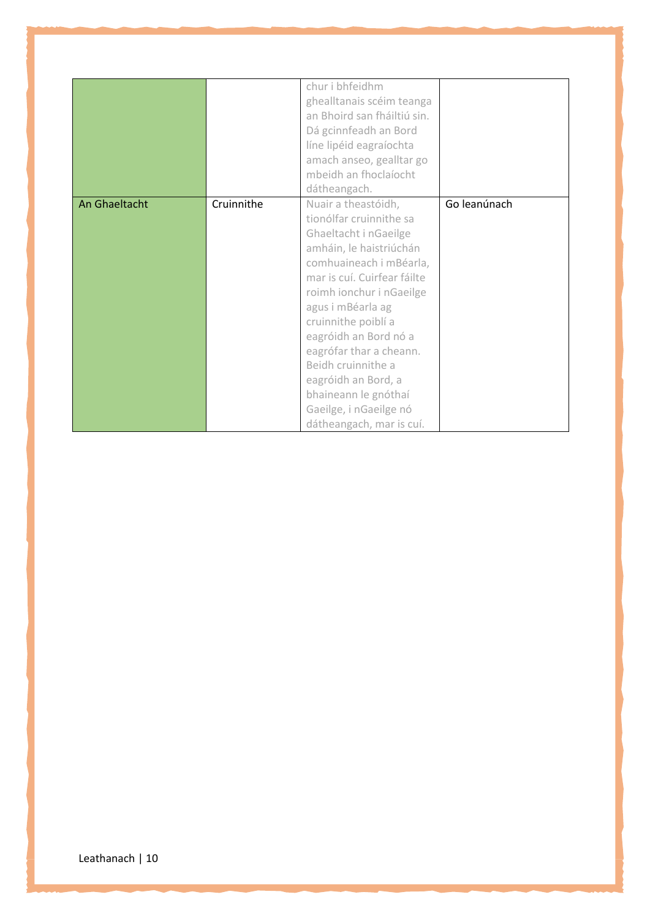|  |  | chur i bhfeidhm ghealltanais scéim teanga an Bhoird san fháiltiú sin. Dá gcinnfeadh an Bord líne lipéid eagraíochta amach anseo, gealltar go mbeidh an fhoclaíocht dátheangach. |  |
| --- | --- | --- | --- |
| An Ghaeltacht | Cruinnithe | Nuair a theastóidh, tionólfar cruinnithe sa Ghaeltacht i nGaeilge amháin, le haistriúchán comhuaineach i mBéarla, mar is cuí. Cuirfear fáilte roimh ionchur i nGaeilge agus i mBéarla ag cruinnithe poiblí a eagróidh an Bord nó a eagrófar thar a cheann. Beidh cruinnithe a eagróidh an Bord, a bhaineann le gnóthaí Gaeilge, i nGaeilge nó dátheangach, mar is cuí. | Go leanúnach |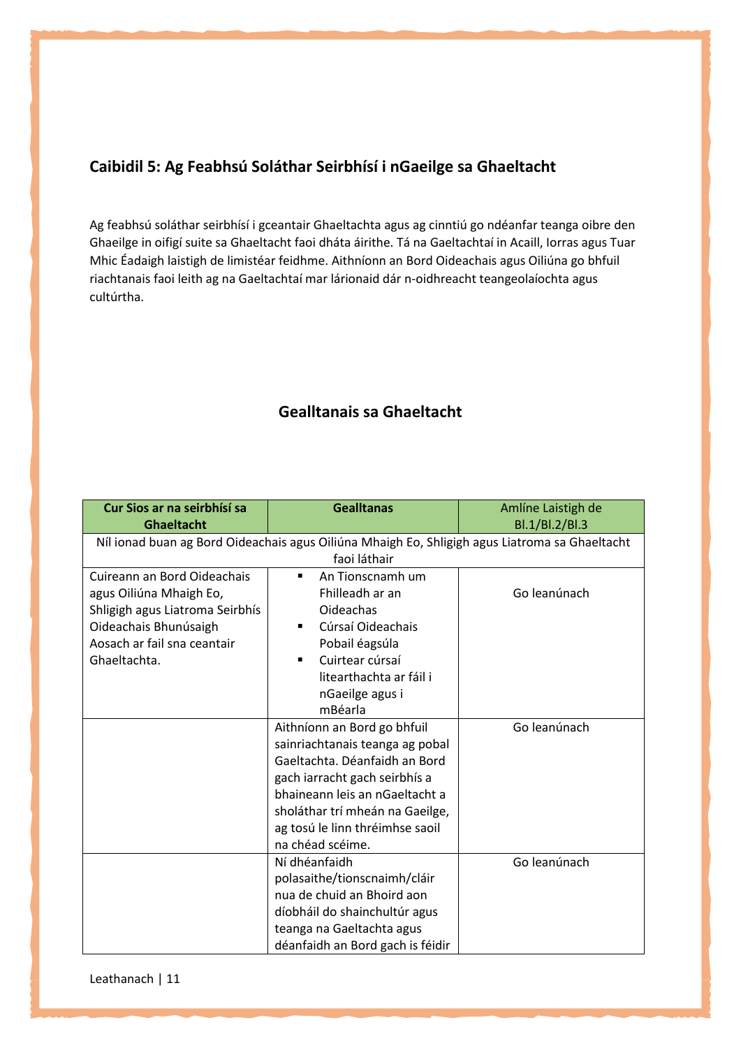## Caibidil 5: Ag Feabhsú Soláthar Seirbhísí i nGaeilge sa Ghaeltacht

Ag feabhsú soláthar seirbhísí i gceantair Ghaeltachta agus ag cinntiú go ndéanfar teanga oibre den Ghaeilge in oifigí suite sa Ghaeltacht faoi dháta áirithe. Tá na Gaeltachtaí in Acaill, Iorras agus Tuar Mhic Éadaigh laistigh de limistéar feidhme. Aithníonn an Bord Oideachais agus Oiliúna go bhfuil riachtanais faoi leith ag na Gaeltachtaí mar lárionaid dár n-oidhreacht teangeolaíochta agus cultúrtha.

### Gealltanais sa Ghaeltacht

| Cur Sios ar na seirbhísí sa Ghaeltacht | Gealltanas | Amlíne Laistigh de Bl.1/Bl.2/Bl.3 |
|---|---|---|
| Níl ionad buan ag Bord Oideachais agus Oiliúna Mhaigh Eo, Shligigh agus Liatroma sa Ghaeltacht faoi láthair | | |
| Cuireann an Bord Oideachais agus Oiliúna Mhaigh Eo, Shligigh agus Liatroma Seirbhís Oideachais Bhunúsaigh Aosach ar fail sna ceantair Ghaeltachta. | ▪ An Tionscnamh um Fhilleadh ar an Oideachas<br>▪ Cúrsaí Oideachais Pobail éagsúla<br>▪ Cuirtear cúrsaí litearthachta ar fáil i nGaeilge agus i mBéarla | Go leanúnach |
| | Aithníonn an Bord go bhfuil sainriachtanais teanga ag pobal Gaeltachta. Déanfaidh an Bord gach iarracht gach seirbhís a bhaineann leis an nGaeltacht a sholáthar trí mheán na Gaeilge, ag tosú le linn thréimhse saoil na chéad scéime. | Go leanúnach |
| | Ní dhéanfaidh polasaithe/tionscnaimh/cláir nua de chuid an Bhoird aon díobháil do shainchultúr agus teanga na Gaeltachta agus déanfaidh an Bord gach is féidir | Go leanúnach |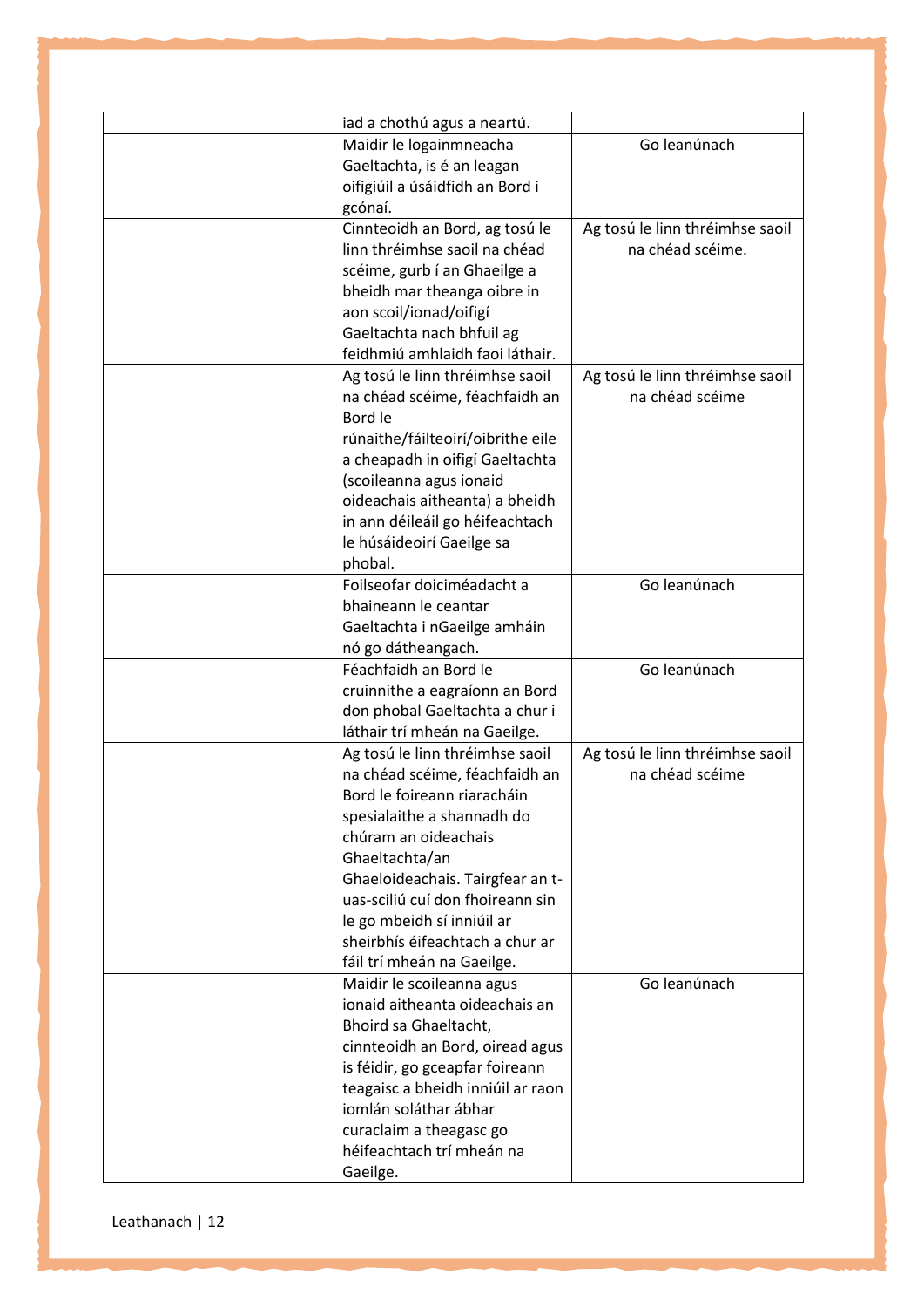| | | |
|---|---|---|
| | iad a chothú agus a neartú. | |
| | Maidir le logainmneacha Gaeltachta, is é an leagan oifigiúil a úsáidfidh an Bord i gcónaí. | Go leanúnach |
| | Cinnteoidh an Bord, ag tosú le linn thréimhse saoil na chéad scéime, gurb í an Ghaeilge a bheidh mar theanga oibre in aon scoil/ionad/oifigí Gaeltachta nach bhfuil ag feidhmiú amhlaidh faoi láthair. | Ag tosú le linn thréimhse saoil na chéad scéime. |
| | Ag tosú le linn thréimhse saoil na chéad scéime, féachfaidh an Bord le rúnaithe/fáilteoirí/oibrithe eile a cheapadh in oifigí Gaeltachta (scoileanna agus ionaid oideachais aitheanta) a bheidh in ann déileáil go héifeachtach le húsáideoirí Gaeilge sa phobal. | Ag tosú le linn thréimhse saoil na chéad scéime |
| | Foilseofar doiciméadacht a bhaineann le ceantar Gaeltachta i nGaeilge amháin nó go dátheangach. | Go leanúnach |
| | Féachfaidh an Bord le cruinnithe a eagraíonn an Bord don phobal Gaeltachta a chur i láthair trí mheán na Gaeilge. | Go leanúnach |
| | Ag tosú le linn thréimhse saoil na chéad scéime, féachfaidh an Bord le foireann riaracháin spesialaithe a shannadh do chúram an oideachais Ghaeltachta/an Ghaeloideachais. Tairgfear an t-uas-sciliú cuí don fhoireann sin le go mbeidh sí inniúil ar sheirbhís éifeachtach a chur ar fáil trí mheán na Gaeilge. | Ag tosú le linn thréimhse saoil na chéad scéime |
| | Maidir le scoileanna agus ionaid aitheanta oideachais an Bhoird sa Ghaeltacht, cinnteoidh an Bord, oiread agus is féidir, go gceapfar foireann teagaisc a bheidh inniúil ar raon iomlán soláthar ábhar curaclaim a theagasc go héifeachtach trí mheán na Gaeilge. | Go leanúnach |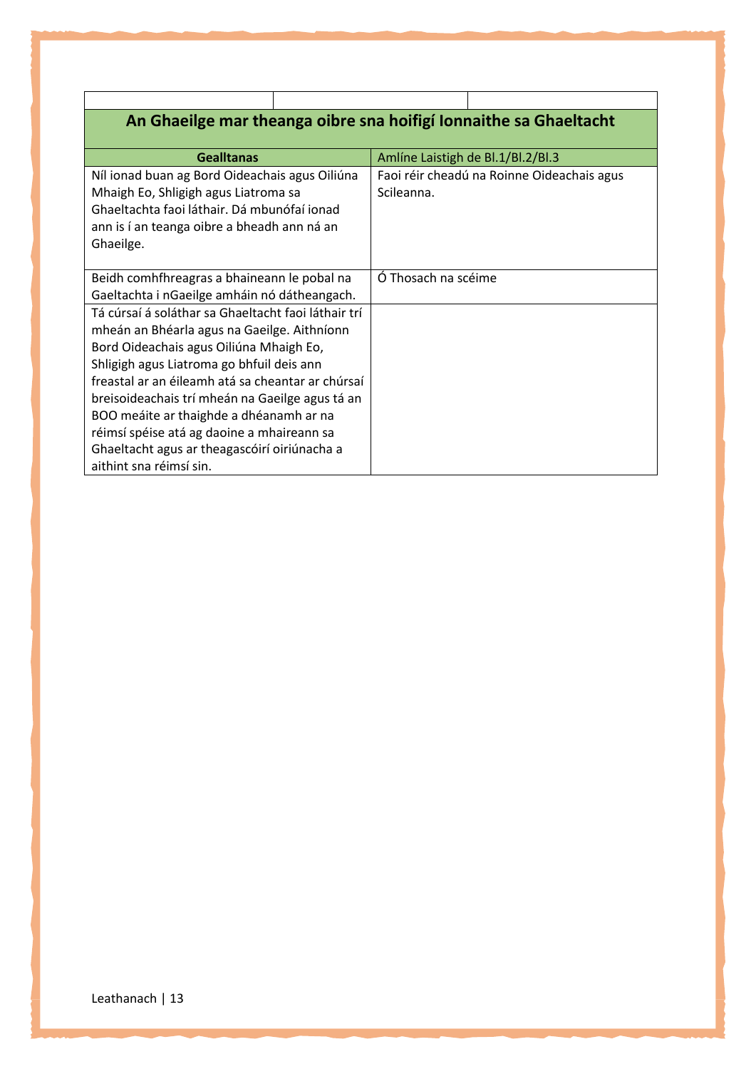| | | |
|---|---|---|

## An Ghaeilge mar theanga oibre sna hoifigí Ionnaithe sa Ghaeltacht

| **Gealltanas** | Amlíne Laistigh de Bl.1/Bl.2/Bl.3 |
|---|---|
| Níl ionad buan ag Bord Oideachais agus Oiliúna Mhaigh Eo, Shligigh agus Liatroma sa Ghaeltachta faoi láthair. Dá mbunófaí ionad ann is í an teanga oibre a bheadh ann ná an Ghaeilge. | Faoi réir cheadú na Roinne Oideachais agus Scileanna. |
| Beidh comhfhreagras a bhaineann le pobal na Gaeltachta i nGaeilge amháin nó dátheangach. | Ó Thosach na scéime |
| Tá cúrsaí á soláthar sa Ghaeltacht faoi láthair trí mheán an Bhéarla agus na Gaeilge. Aithníonn Bord Oideachais agus Oiliúna Mhaigh Eo, Shligigh agus Liatroma go bhfuil deis ann freastal ar an éileamh atá sa cheantar ar chúrsaí breisoideachais trí mheán na Gaeilge agus tá an BOO meáite ar thaighde a dhéanamh ar na réimsí spéise atá ag daoine a mhaireann sa Ghaeltacht agus ar theagascóirí oiriúnacha a aithint sna réimsí sin. | |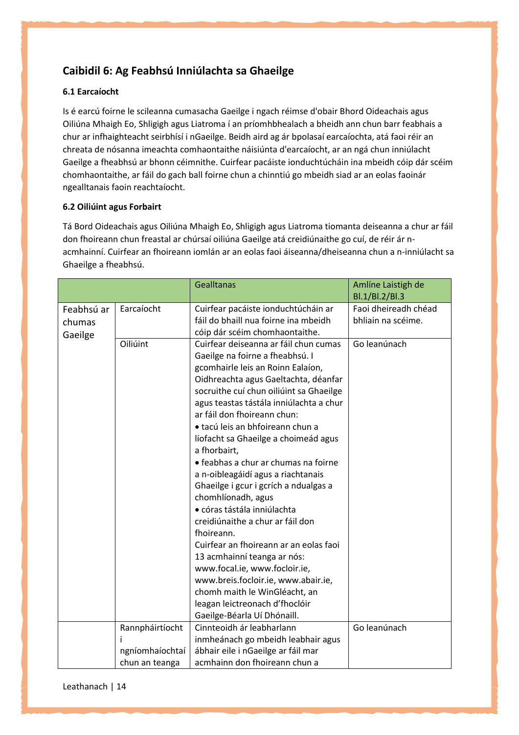## Caibidil 6: Ag Feabhsú Inniúlachta sa Ghaeilge

### 6.1 Earcaíocht

Is é earcú foirne le scileanna cumasacha Gaeilge i ngach réimse d'obair Bhord Oideachais agus Oiliúna Mhaigh Eo, Shligigh agus Liatroma í an príomhbhealach a bheidh ann chun barr feabhais a chur ar infhaighteacht seirbhísí i nGaeilge. Beidh aird ag ár bpolasaí earcaíochta, atá faoi réir an chreata de nósanna imeachta comhaontaithe náisiúnta d'earcaíocht, ar an ngá chun inniúlacht Gaeilge a fheabhsú ar bhonn céimnithe. Cuirfear pacáiste ionduchtúcháin ina mbeidh cóip dár scéim chomhaontaithe, ar fáil do gach ball foirne chun a chinntiú go mbeidh siad ar an eolas faoinár ngealltanais faoin reachtaíocht.

### 6.2 Oiliúint agus Forbairt

Tá Bord Oideachais agus Oiliúna Mhaigh Eo, Shligigh agus Liatroma tiomanta deiseanna a chur ar fáil don fhoireann chun freastal ar chúrsaí oiliúna Gaeilge atá creidiúnaithe go cuí, de réir ár n-acmhainní. Cuirfear an fhoireann iomlán ar an eolas faoi áiseanna/dheiseanna chun a n-inniúlacht sa Ghaeilge a fheabhsú.

| | | Gealltanas | Amlíne Laistigh de Bl.1/Bl.2/Bl.3 |
|---|---|---|---|
| Feabhsú ar chumas Gaeilge | Earcaíocht | Cuirfear pacáiste ionduchtúcháin ar fáil do bhaill nua foirne ina mbeidh cóip dár scéim chomhaontaithe. | Faoi dheireadh chéad bhliain na scéime. |
| | Oiliúint | Cuirfear deiseanna ar fáil chun cumas Gaeilge na foirne a fheabhsú. I gcomhairle leis an Roinn Ealaíon, Oidhreachta agus Gaeltachta, déanfar socruithe cuí chun oiliúint sa Ghaeilge agus teastas tástála inniúlachta a chur ar fáil don fhoireann chun:<br>• tacú leis an bhfoireann chun a líofacht sa Ghaeilge a choimeád agus a fhorbairt,<br>• feabhas a chur ar chumas na foirne a n-oibleagáidí agus a riachtanais Ghaeilge i gcur i gcrích a ndualgas a chomhlíonadh, agus<br>• córas tástála inniúlachta creidiúnaithe a chur ar fáil don fhoireann.<br>Cuirfear an fhoireann ar an eolas faoi 13 acmhainní teanga ar nós: www.focal.ie, www.focloir.ie, www.breis.focloir.ie, www.abair.ie, chomh maith le WinGléacht, an leagan leictreonach d'fhoclóir Gaeilge-Béarla Uí Dhónaill. | Go leanúnach |
| | Rannpháirtíocht i ngníomhaíochtaí chun an teanga | Cinnteoidh ár leabharlann inmheánach go mbeidh leabhair agus ábhair eile i nGaeilge ar fáil mar acmhainn don fhoireann chun a | Go leanúnach |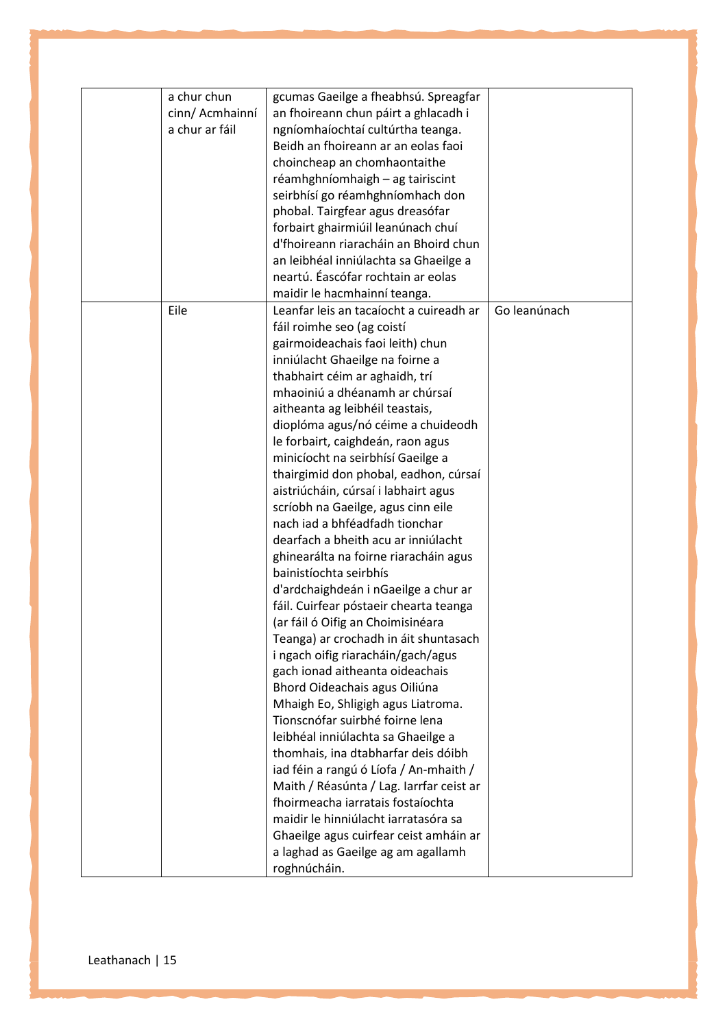|  |  |  |  |
|---|---|---|---|
|  | a chur chun cinn/ Acmhainní a chur ar fáil | gcumas Gaeilge a fheabhsú. Spreagfar an fhoireann chun páirt a ghlacadh i ngníomhaíochtaí cultúrtha teanga. Beidh an fhoireann ar an eolas faoi choincheap an chomhaontaithe réamhghníomhaigh – ag tairiscint seirbhísí go réamhghníomhach don phobal. Tairgfear agus dreasófar forbairt ghairmiúil leanúnach chuí d'fhoireann riaracháin an Bhoird chun an leibhéal inniúlachta sa Ghaeilge a neartú. Éascófar rochtain ar eolas maidir le hacmhainní teanga. |  |
|  | Eile | Leanfar leis an tacaíocht a cuireadh ar fáil roimhe seo (ag coistí gairmoideachais faoi leith) chun inniúlacht Ghaeilge na foirne a thabhairt céim ar aghaidh, trí mhaoiniú a dhéanamh ar chúrsaí aitheanta ag leibhéil teastais, dioplóma agus/nó céime a chuideodh le forbairt, caighdeán, raon agus minicíocht na seirbhísí Gaeilge a thairgimid don phobal, eadhon, cúrsaí aistriúcháin, cúrsaí i labhairt agus scríobh na Gaeilge, agus cinn eile nach iad a bhféadfadh tionchar dearfach a bheith acu ar inniúlacht ghinearálta na foirne riaracháin agus bainistíochta seirbhís d'ardchaighdeán i nGaeilge a chur ar fáil. Cuirfear póstaeir chearta teanga (ar fáil ó Oifig an Choimisinéara Teanga) ar crochadh in áit shuntasach i ngach oifig riaracháin/gach/agus gach ionad aitheanta oideachais Bhord Oideachais agus Oiliúna Mhaigh Eo, Shligigh agus Liatroma. Tionscnófar suirbhé foirne lena leibhéal inniúlachta sa Ghaeilge a thomhais, ina dtabharfar deis dóibh iad féin a rangú ó Líofa / An-mhaith / Maith / Réasúnta / Lag. Iarrfar ceist ar fhoirmeacha iarratais fostaíochta maidir le hinniúlacht iarratasóra sa Ghaeilge agus cuirfear ceist amháin ar a laghad as Gaeilge ag am agallamh roghnúcháin. | Go leanúnach |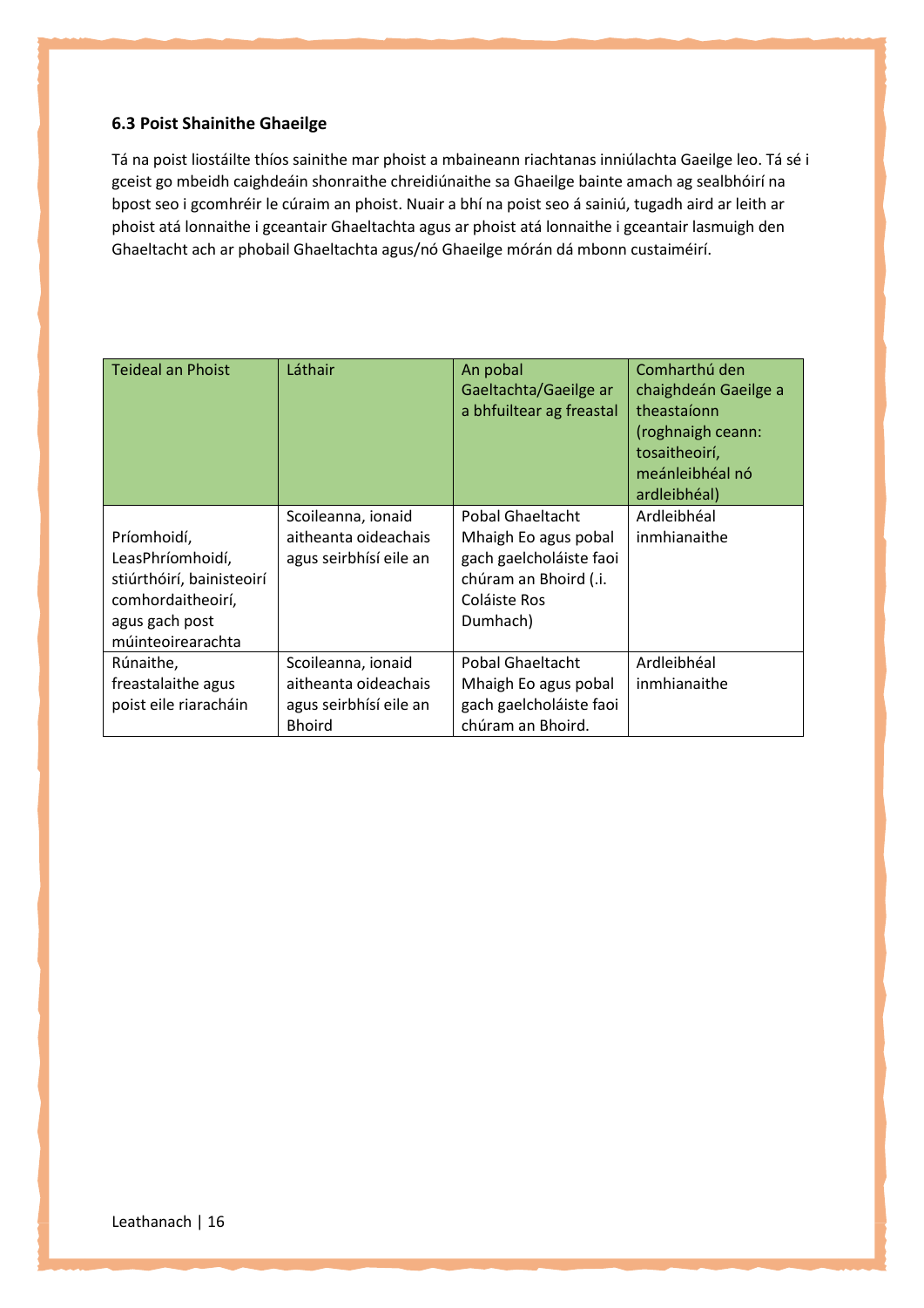### 6.3 Poist Shainithe Ghaeilge

Tá na poist liostáilte thíos sainithe mar phoist a mbaineann riachtanas inniúlachta Gaeilge leo. Tá sé i gceist go mbeidh caighdeáin shonraithe chreidiúnaithe sa Ghaeilge bainte amach ag sealbhóirí na bpost seo i gcomhréir le cúraim an phoist. Nuair a bhí na poist seo á sainiú, tugadh aird ar leith ar phoist atá lonnaithe i gceantair Ghaeltachta agus ar phoist atá lonnaithe i gceantair lasmuigh den Ghaeltacht ach ar phobail Ghaeltachta agus/nó Ghaeilge mórán dá mbonn custaiméirí.

| Teideal an Phoist | Láthair | An pobal Gaeltachta/Gaeilge ar a bhfuiltear ag freastal | Comharthú den chaighdeán Gaeilge a theastaíonn (roghnaigh ceann: tosaitheoirí, meánleibhéal nó ardleibhéal) |
|---|---|---|---|
| Príomhoidí, LeasPhríomhoidí, stiúrthóirí, bainisteoirí comhordaitheoirí, agus gach post múinteoirearachta | Scoileanna, ionaid aitheanta oideachais agus seirbhísí eile an | Pobal Ghaeltacht Mhaigh Eo agus pobal gach gaelcholáiste faoi chúram an Bhoird (.i. Coláiste Ros Dumhach) | Ardleibhéal inmhianaithe |
| Rúnaithe, freastalaithe agus poist eile riaracháin | Scoileanna, ionaid aitheanta oideachais agus seirbhísí eile an Bhoird | Pobal Ghaeltacht Mhaigh Eo agus pobal gach gaelcholáiste faoi chúram an Bhoird. | Ardleibhéal inmhianaithe |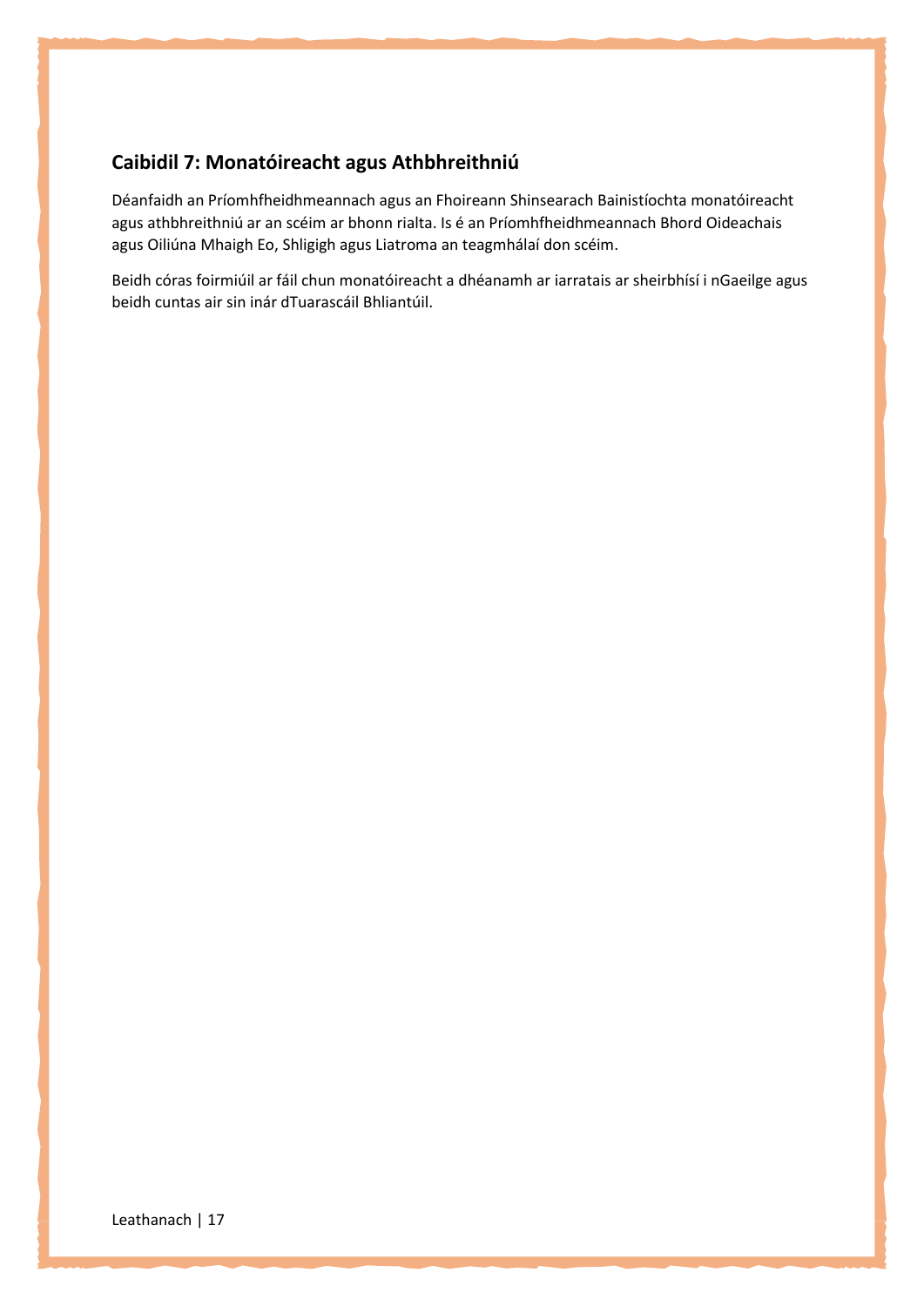## Caibidil 7: Monatóireacht agus Athbhreithniú

Déanfaidh an Príomhfheidhmeannach agus an Fhoireann Shinsearach Bainistíochta monatóireacht agus athbhreithniú ar an scéim ar bhonn rialta. Is é an Príomhfheidhmeannach Bhord Oideachais agus Oiliúna Mhaigh Eo, Shligigh agus Liatroma an teagmhálaí don scéim.

Beidh córas foirmiúil ar fáil chun monatóireacht a dhéanamh ar iarratais ar sheirbhísí i nGaeilge agus beidh cuntas air sin inár dTuarascáil Bhliantúil.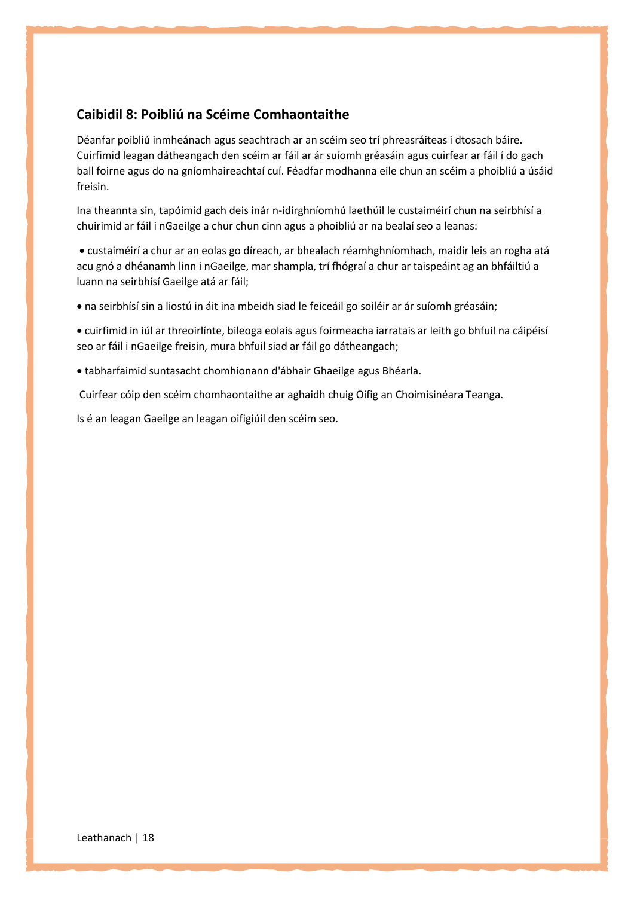## Caibidil 8: Poibliú na Scéime Comhaontaithe

Déanfar poibliú inmheánach agus seachtrach ar an scéim seo trí phreasráiteas i dtosach báire. Cuirfimid leagan dátheangach den scéim ar fáil ar ár suíomh gréasáin agus cuirfear ar fáil í do gach ball foirne agus do na gníomhaireachtaí cuí. Féadfar modhanna eile chun an scéim a phoibliú a úsáid freisin.

Ina theannta sin, tapóimid gach deis inár n-idirghníomhú laethúil le custaiméirí chun na seirbhísí a chuirimid ar fáil i nGaeilge a chur chun cinn agus a phoibliú ar na bealaí seo a leanas:

- custaiméirí a chur ar an eolas go díreach, ar bhealach réamhghníomhach, maidir leis an rogha atá acu gnó a dhéanamh linn i nGaeilge, mar shampla, trí fhógraí a chur ar taispeáint ag an bhfáiltiú a luann na seirbhísí Gaeilge atá ar fáil;
- na seirbhísí sin a liostú in áit ina mbeidh siad le feiceáil go soiléir ar ár suíomh gréasáin;
- cuirfimid in iúl ar threoirlínte, bileoga eolais agus foirmeacha iarratais ar leith go bhfuil na cáipéisí seo ar fáil i nGaeilge freisin, mura bhfuil siad ar fáil go dátheangach;
- tabharfaimid suntasacht chomhionann d'ábhair Ghaeilge agus Bhéarla.

Cuirfear cóip den scéim chomhaontaithe ar aghaidh chuig Oifig an Choimisinéara Teanga.

Is é an leagan Gaeilge an leagan oifigiúil den scéim seo.